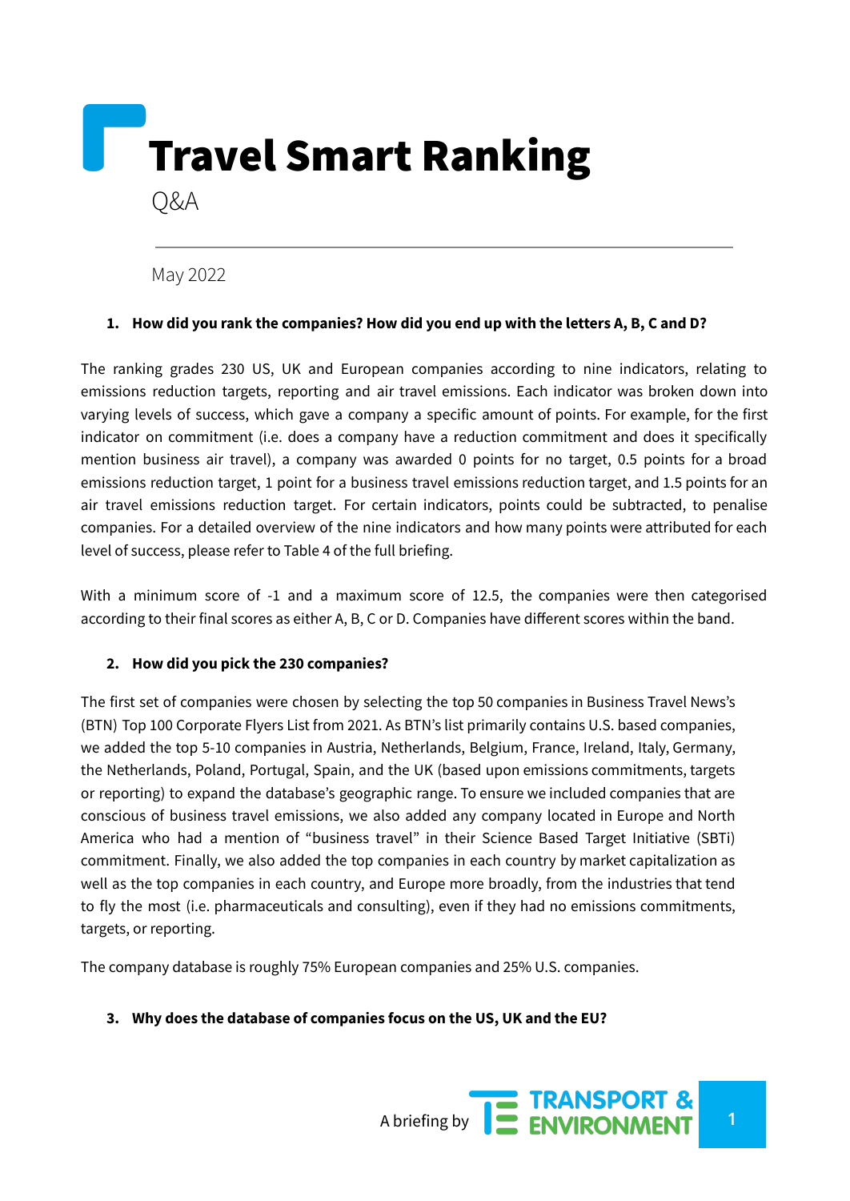# Travel Smart Ranking

Q&A

May 2022

**1. How did you rank the companies? How did you end up with the letters A, B, C and D?**

The ranking grades 230 US, UK and European companies according to nine indicators, relating to emissions reduction targets, reporting and air travel emissions. Each indicator was broken down into varying levels of success, which gave a company a specific amount of points. For example, for the first indicator on commitment (i.e. does a company have a reduction commitment and does it specifically mention business air travel), a company was awarded 0 points for no target, 0.5 points for a broad emissions reduction target, 1 point for a business travel emissions reduction target, and 1.5 points for an air travel emissions reduction target. For certain indicators, points could be subtracted, to penalise companies. For a detailed overview of the nine indicators and how many points were attributed for each level of success, please refer to Table 4 of the full briefing.

With a minimum score of -1 and a maximum score of 12.5, the companies were then categorised according to their final scores as either A, B, C or D. Companies have different scores within the band.

**2. How did you pick the 230 companies?**

The first set of companies were chosen by selecting the top 50 companies in Business Travel News's (BTN) Top 100 Corporate Flyers List from 2021. As BTN's list primarily contains U.S. based companies, we added the top 5-10 companies in Austria, Netherlands, Belgium, France, Ireland, Italy, Germany, the Netherlands, Poland, Portugal, Spain, and the UK (based upon emissions commitments, targets or reporting) to expand the database's geographic range. To ensure we included companies that are conscious of business travel emissions, we also added any company located in Europe and North America who had a mention of "business travel" in their Science Based Target Initiative (SBTi) commitment. Finally, we also added the top companies in each country by market capitalization as well as the top companies in each country, and Europe more broadly, from the industries that tend to fly the most (i.e. pharmaceuticals and consulting), even if they had no emissions commitments, targets, or reporting.

The company database is roughly 75% European companies and 25% U.S. companies.

**3. Why does the database of companies focus on the US, UK and the EU?**

A briefing by TRANSPORT & ENVIRONMENT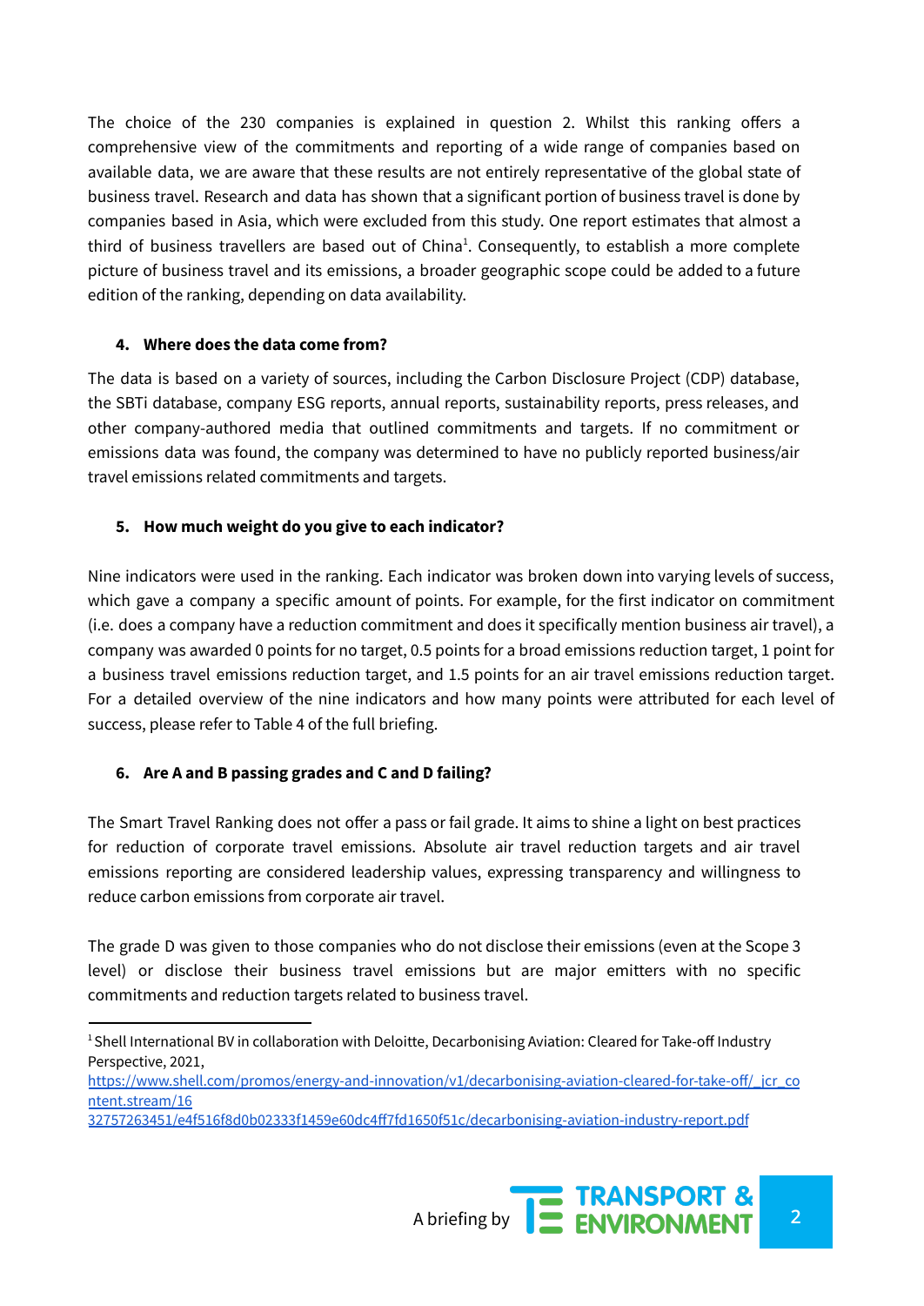The choice of the 230 companies is explained in question 2. Whilst this ranking offers a comprehensive view of the commitments and reporting of a wide range of companies based on available data, we are aware that these results are not entirely representative of the global state of business travel. Research and data has shown that a significant portion of business travel is done by companies based in Asia, which were excluded from this study. One report estimates that almost a third of business travellers are based out of China[1]. Consequently, to establish a more complete picture of business travel and its emissions, a broader geographic scope could be added to a future edition of the ranking, depending on data availability.

#### 4. Where does the data come from?

The data is based on a variety of sources, including the Carbon Disclosure Project (CDP) database, the SBTi database, company ESG reports, annual reports, sustainability reports, press releases, and other company-authored media that outlined commitments and targets. If no commitment or emissions data was found, the company was determined to have no publicly reported business/air travel emissions related commitments and targets.

#### 5. How much weight do you give to each indicator?

Nine indicators were used in the ranking. Each indicator was broken down into varying levels of success, which gave a company a specific amount of points. For example, for the first indicator on commitment (i.e. does a company have a reduction commitment and does it specifically mention business air travel), a company was awarded 0 points for no target, 0.5 points for a broad emissions reduction target, 1 point for a business travel emissions reduction target, and 1.5 points for an air travel emissions reduction target. For a detailed overview of the nine indicators and how many points were attributed for each level of success, please refer to Table 4 of the full briefing.

#### 6. Are A and B passing grades and C and D failing?

The Smart Travel Ranking does not offer a pass or fail grade. It aims to shine a light on best practices for reduction of corporate travel emissions. Absolute air travel reduction targets and air travel emissions reporting are considered leadership values, expressing transparency and willingness to reduce carbon emissions from corporate air travel.

The grade D was given to those companies who do not disclose their emissions (even at the Scope 3 level) or disclose their business travel emissions but are major emitters with no specific commitments and reduction targets related to business travel.

---

[1] Shell International BV in collaboration with Deloitte, Decarbonising Aviation: Cleared for Take-off Industry Perspective, 2021, https://www.shell.com/promos/energy-and-innovation/v1/decarbonising-aviation-cleared-for-take-off/_jcr_content.stream/1632757263451/e4f516f8d0b02333f1459e60dc4ff7fd1650f51c/decarbonising-aviation-industry-report.pdf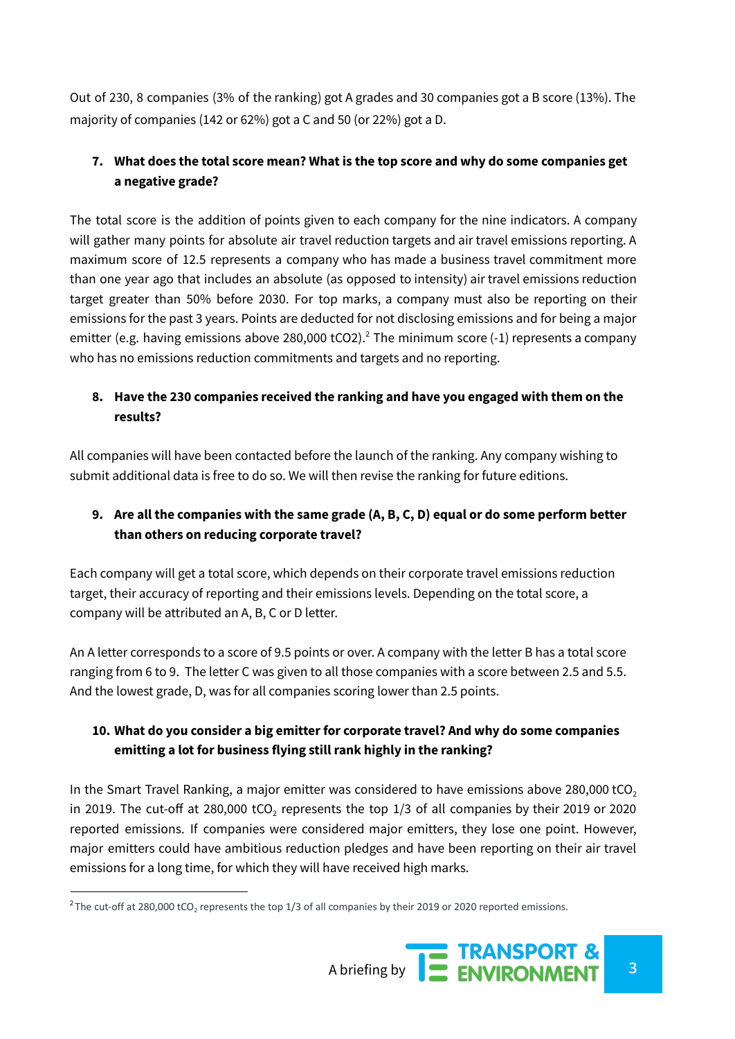Out of 230, 8 companies (3% of the ranking) got A grades and 30 companies got a B score (13%). The majority of companies (142 or 62%) got a C and 50 (or 22%) got a D.

7. **What does the total score mean? What is the top score and why do some companies get a negative grade?**

The total score is the addition of points given to each company for the nine indicators. A company will gather many points for absolute air travel reduction targets and air travel emissions reporting. A maximum score of 12.5 represents a company who has made a business travel commitment more than one year ago that includes an absolute (as opposed to intensity) air travel emissions reduction target greater than 50% before 2030. For top marks, a company must also be reporting on their emissions for the past 3 years. Points are deducted for not disclosing emissions and for being a major emitter (e.g. having emissions above 280,000 $tCO_2$).[2] The minimum score (-1) represents a company who has no emissions reduction commitments and targets and no reporting.

8. **Have the 230 companies received the ranking and have you engaged with them on the results?**

All companies will have been contacted before the launch of the ranking. Any company wishing to submit additional data is free to do so. We will then revise the ranking for future editions.

9. **Are all the companies with the same grade (A, B, C, D) equal or do some perform better than others on reducing corporate travel?**

Each company will get a total score, which depends on their corporate travel emissions reduction target, their accuracy of reporting and their emissions levels. Depending on the total score, a company will be attributed an A, B, C or D letter.

An A letter corresponds to a score of 9.5 points or over. A company with the letter B has a total score ranging from 6 to 9. The letter C was given to all those companies with a score between 2.5 and 5.5. And the lowest grade, D, was for all companies scoring lower than 2.5 points.

10. **What do you consider a big emitter for corporate travel? And why do some companies emitting a lot for business flying still rank highly in the ranking?**

In the Smart Travel Ranking, a major emitter was considered to have emissions above 280,000 $tCO_2$ in 2019. The cut-off at 280,000 $tCO_2$ represents the top 1/3 of all companies by their 2019 or 2020 reported emissions. If companies were considered major emitters, they lose one point. However, major emitters could have ambitious reduction pledges and have been reporting on their air travel emissions for a long time, for which they will have received high marks.

[2] The cut-off at 280,000 $tCO_2$ represents the top 1/3 of all companies by their 2019 or 2020 reported emissions.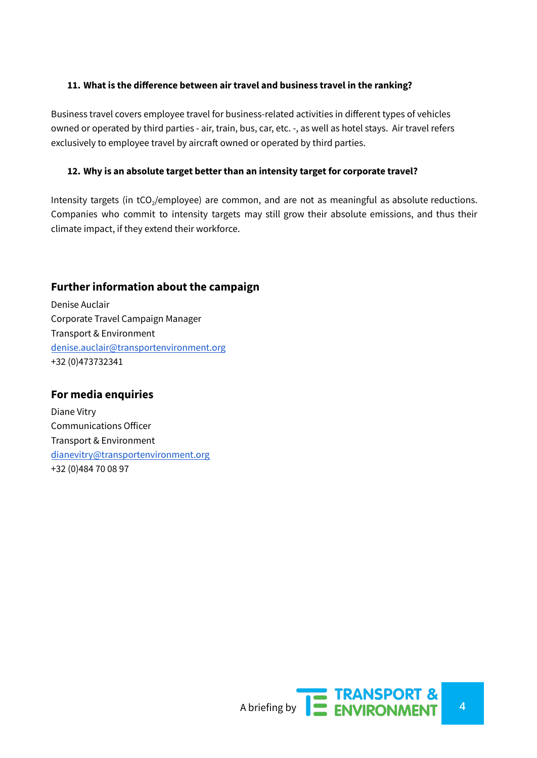**11. What is the difference between air travel and business travel in the ranking?**

Business travel covers employee travel for business-related activities in different types of vehicles owned or operated by third parties - air, train, bus, car, etc. -, as well as hotel stays. Air travel refers exclusively to employee travel by aircraft owned or operated by third parties.

**12. Why is an absolute target better than an intensity target for corporate travel?**

Intensity targets (in $tCO_2$/employee) are common, and are not as meaningful as absolute reductions. Companies who commit to intensity targets may still grow their absolute emissions, and thus their climate impact, if they extend their workforce.

## Further information about the campaign

Denise Auclair
Corporate Travel Campaign Manager
Transport & Environment
denise.auclair@transportenvironment.org
+32 (0)473732341

## For media enquiries

Diane Vitry
Communications Officer
Transport & Environment
dianevitry@transportenvironment.org
+32 (0)484 70 08 97

A briefing by TRANSPORT & ENVIRONMENT